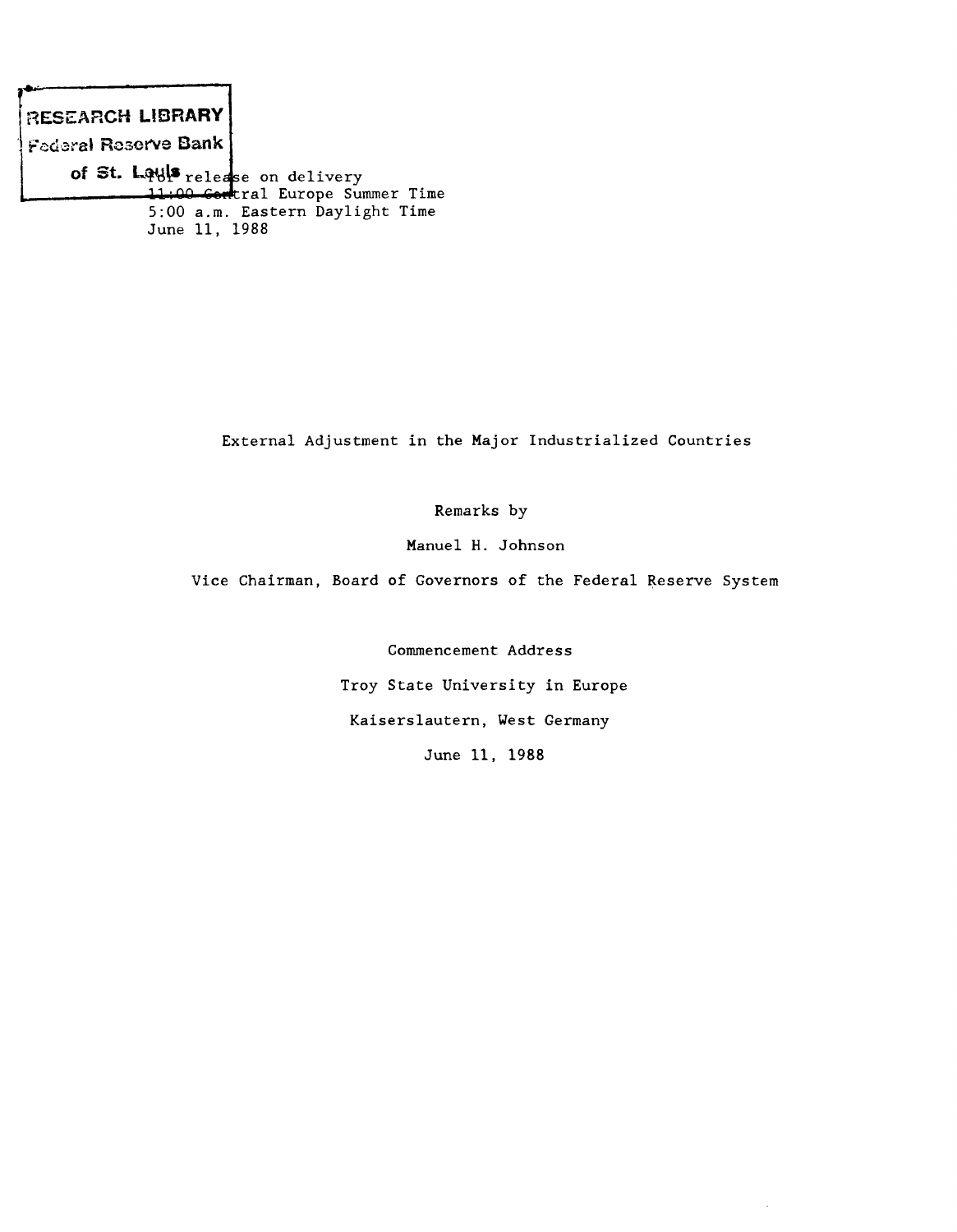RESEARCH LIBRARY
Federal Reserve Bank
of St. Louis

For release on delivery
11:00 Central Europe Summer Time
5:00 a.m. Eastern Daylight Time
June 11, 1988

# External Adjustment in the Major Industrialized Countries

Remarks by

Manuel H. Johnson

Vice Chairman, Board of Governors of the Federal Reserve System

Commencement Address

Troy State University in Europe

Kaiserslautern, West Germany

June 11, 1988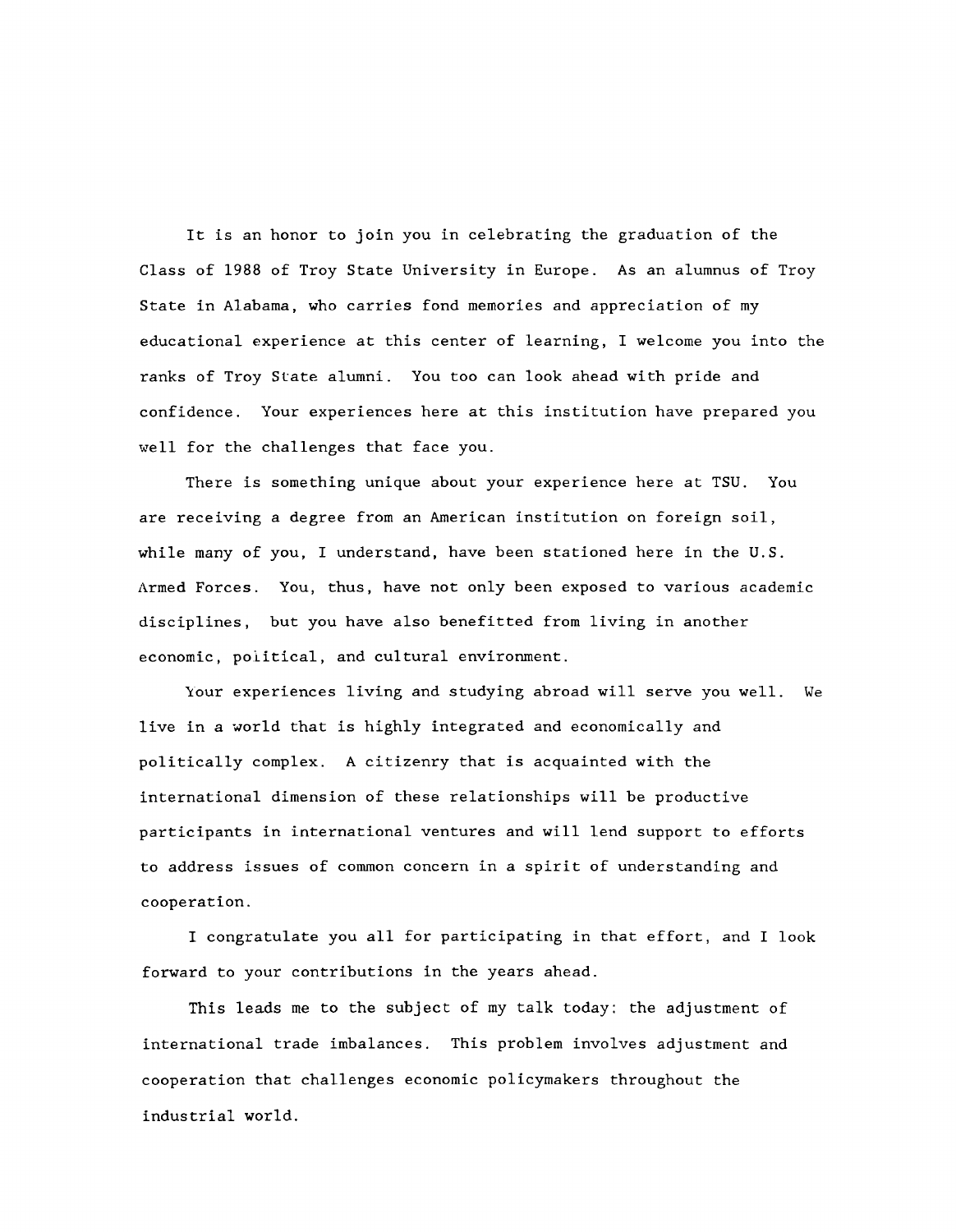It is an honor to join you in celebrating the graduation of the Class of 1988 of Troy State University in Europe. As an alumnus of Troy State in Alabama, who carries fond memories and appreciation of my educational experience at this center of learning, I welcome you into the ranks of Troy State alumni. You too can look ahead with pride and confidence. Your experiences here at this institution have prepared you well for the challenges that face you.

There is something unique about your experience here at TSU. You are receiving a degree from an American institution on foreign soil, while many of you, I understand, have been stationed here in the U.S. Armed Forces. You, thus, have not only been exposed to various academic disciplines, but you have also benefitted from living in another economic, political, and cultural environment.

Your experiences living and studying abroad will serve you well. We live in a world that is highly integrated and economically and politically complex. A citizenry that is acquainted with the international dimension of these relationships will be productive participants in international ventures and will lend support to efforts to address issues of common concern in a spirit of understanding and cooperation.

I congratulate you all for participating in that effort, and I look forward to your contributions in the years ahead.

This leads me to the subject of my talk today: the adjustment of international trade imbalances. This problem involves adjustment and cooperation that challenges economic policymakers throughout the industrial world.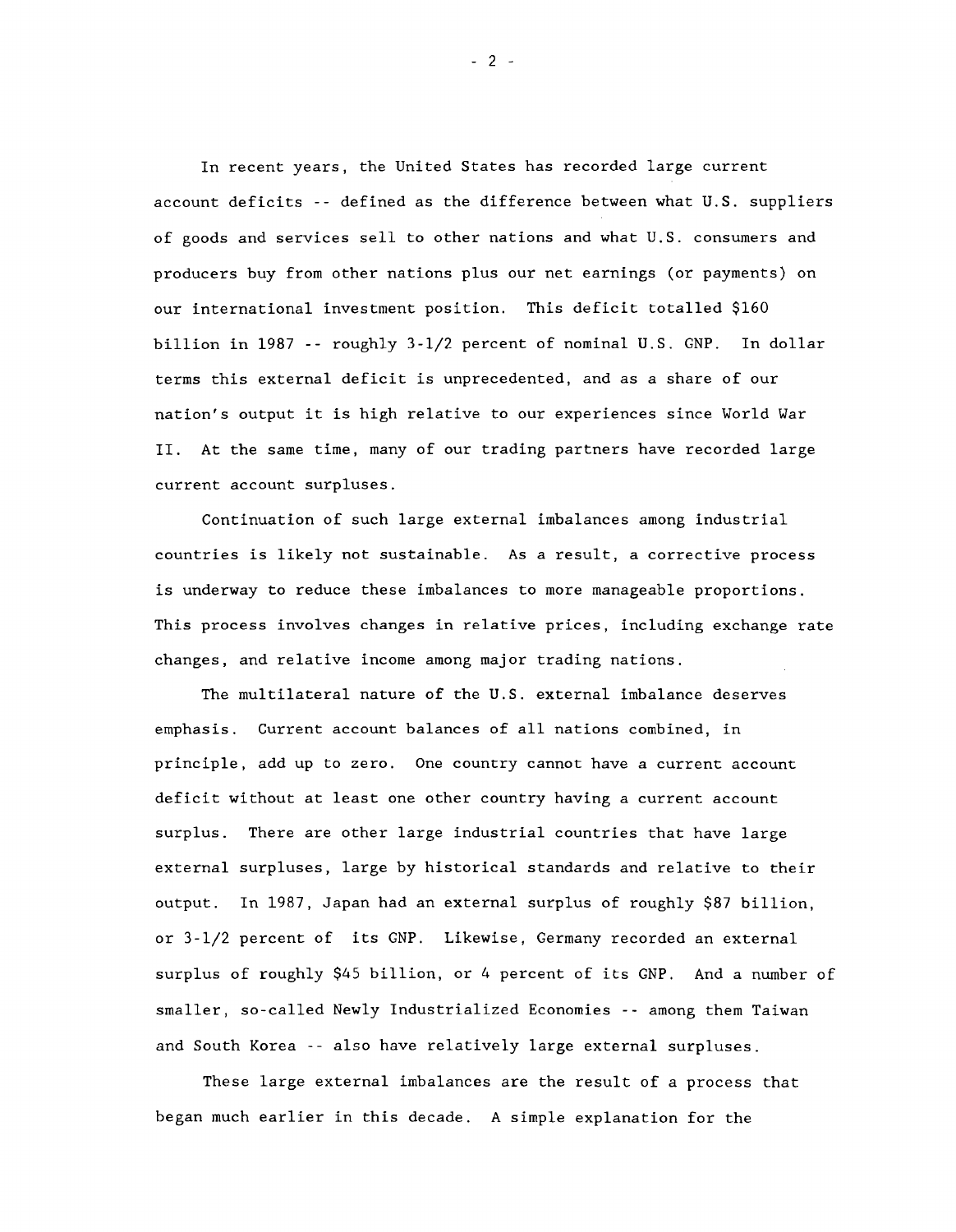In recent years, the United States has recorded large current account deficits -- defined as the difference between what U.S. suppliers of goods and services sell to other nations and what U.S. consumers and producers buy from other nations plus our net earnings (or payments) on our international investment position. This deficit totalled $160 billion in 1987 -- roughly 3-1/2 percent of nominal U.S. GNP. In dollar terms this external deficit is unprecedented, and as a share of our nation's output it is high relative to our experiences since World War II. At the same time, many of our trading partners have recorded large current account surpluses.

Continuation of such large external imbalances among industrial countries is likely not sustainable. As a result, a corrective process is underway to reduce these imbalances to more manageable proportions. This process involves changes in relative prices, including exchange rate changes, and relative income among major trading nations.

The multilateral nature of the U.S. external imbalance deserves emphasis. Current account balances of all nations combined, in principle, add up to zero. One country cannot have a current account deficit without at least one other country having a current account surplus. There are other large industrial countries that have large external surpluses, large by historical standards and relative to their output. In 1987, Japan had an external surplus of roughly $87 billion, or 3-1/2 percent of its GNP. Likewise, Germany recorded an external surplus of roughly $45 billion, or 4 percent of its GNP. And a number of smaller, so-called Newly Industrialized Economies -- among them Taiwan and South Korea -- also have relatively large external surpluses.

These large external imbalances are the result of a process that began much earlier in this decade. A simple explanation for the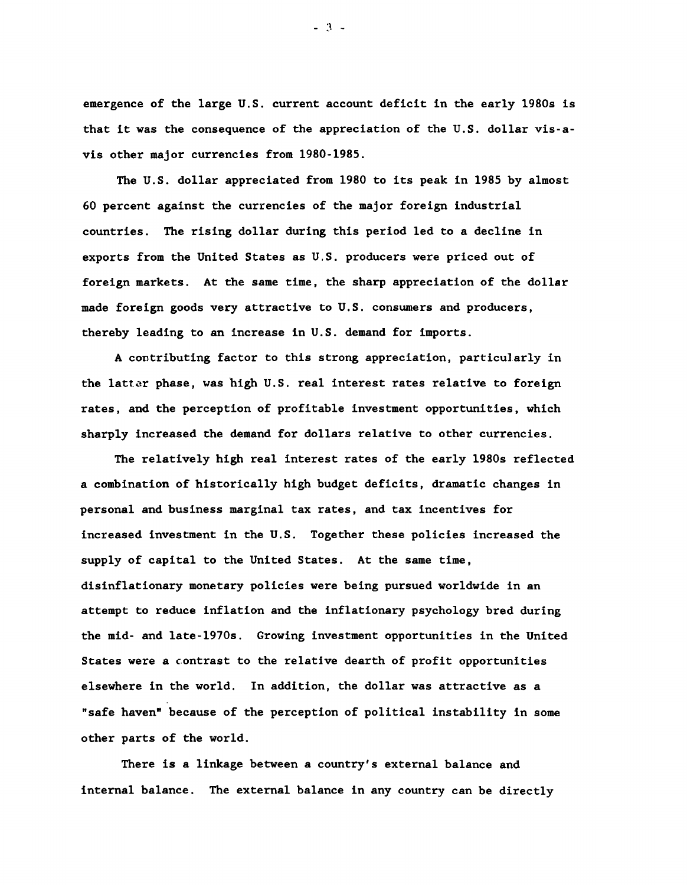emergence of the large U.S. current account deficit in the early 1980s is that it was the consequence of the appreciation of the U.S. dollar vis-a-vis other major currencies from 1980-1985.

The U.S. dollar appreciated from 1980 to its peak in 1985 by almost 60 percent against the currencies of the major foreign industrial countries. The rising dollar during this period led to a decline in exports from the United States as U.S. producers were priced out of foreign markets. At the same time, the sharp appreciation of the dollar made foreign goods very attractive to U.S. consumers and producers, thereby leading to an increase in U.S. demand for imports.

A contributing factor to this strong appreciation, particularly in the latter phase, was high U.S. real interest rates relative to foreign rates, and the perception of profitable investment opportunities, which sharply increased the demand for dollars relative to other currencies.

The relatively high real interest rates of the early 1980s reflected a combination of historically high budget deficits, dramatic changes in personal and business marginal tax rates, and tax incentives for increased investment in the U.S. Together these policies increased the supply of capital to the United States. At the same time, disinflationary monetary policies were being pursued worldwide in an attempt to reduce inflation and the inflationary psychology bred during the mid- and late-1970s. Growing investment opportunities in the United States were a contrast to the relative dearth of profit opportunities elsewhere in the world. In addition, the dollar was attractive as a "safe haven" because of the perception of political instability in some other parts of the world.

There is a linkage between a country's external balance and internal balance. The external balance in any country can be directly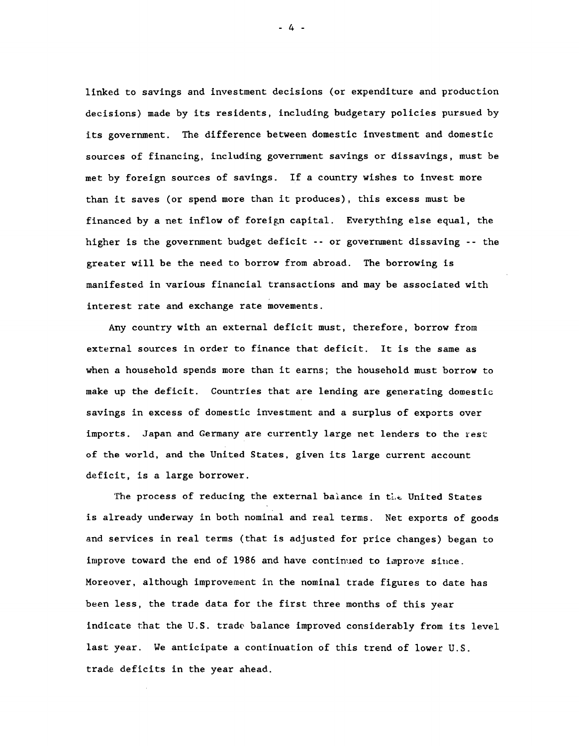linked to savings and investment decisions (or expenditure and production decisions) made by its residents, including budgetary policies pursued by its government. The difference between domestic investment and domestic sources of financing, including government savings or dissavings, must be met by foreign sources of savings. If a country wishes to invest more than it saves (or spend more than it produces), this excess must be financed by a net inflow of foreign capital. Everything else equal, the higher is the government budget deficit -- or government dissaving -- the greater will be the need to borrow from abroad. The borrowing is manifested in various financial transactions and may be associated with interest rate and exchange rate movements.

Any country with an external deficit must, therefore, borrow from external sources in order to finance that deficit. It is the same as when a household spends more than it earns; the household must borrow to make up the deficit. Countries that are lending are generating domestic savings in excess of domestic investment and a surplus of exports over imports. Japan and Germany are currently large net lenders to the rest of the world, and the United States, given its large current account deficit, is a large borrower.

The process of reducing the external balance in the United States is already underway in both nominal and real terms. Net exports of goods and services in real terms (that is adjusted for price changes) began to improve toward the end of 1986 and have continued to improve since. Moreover, although improvement in the nominal trade figures to date has been less, the trade data for the first three months of this year indicate that the U.S. trade balance improved considerably from its level last year. We anticipate a continuation of this trend of lower U.S. trade deficits in the year ahead.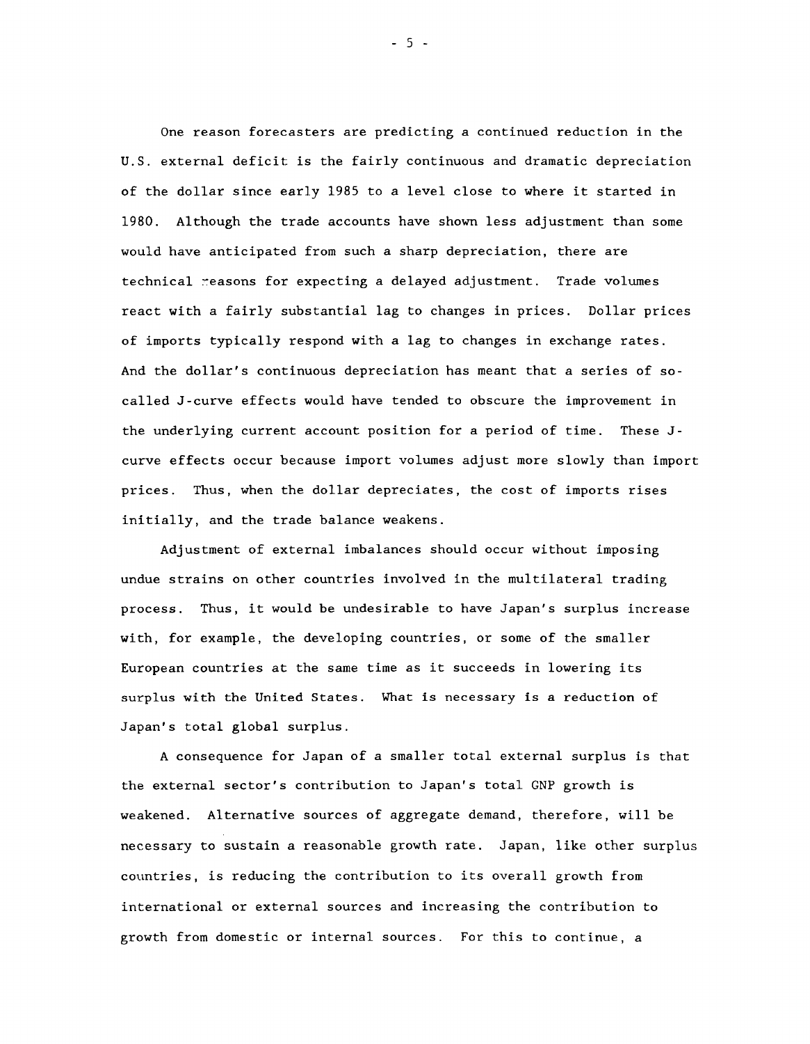One reason forecasters are predicting a continued reduction in the U.S. external deficit is the fairly continuous and dramatic depreciation of the dollar since early 1985 to a level close to where it started in 1980. Although the trade accounts have shown less adjustment than some would have anticipated from such a sharp depreciation, there are technical reasons for expecting a delayed adjustment. Trade volumes react with a fairly substantial lag to changes in prices. Dollar prices of imports typically respond with a lag to changes in exchange rates. And the dollar's continuous depreciation has meant that a series of so-called J-curve effects would have tended to obscure the improvement in the underlying current account position for a period of time. These J-curve effects occur because import volumes adjust more slowly than import prices. Thus, when the dollar depreciates, the cost of imports rises initially, and the trade balance weakens.

Adjustment of external imbalances should occur without imposing undue strains on other countries involved in the multilateral trading process. Thus, it would be undesirable to have Japan's surplus increase with, for example, the developing countries, or some of the smaller European countries at the same time as it succeeds in lowering its surplus with the United States. What is necessary is a reduction of Japan's total global surplus.

A consequence for Japan of a smaller total external surplus is that the external sector's contribution to Japan's total GNP growth is weakened. Alternative sources of aggregate demand, therefore, will be necessary to sustain a reasonable growth rate. Japan, like other surplus countries, is reducing the contribution to its overall growth from international or external sources and increasing the contribution to growth from domestic or internal sources. For this to continue, a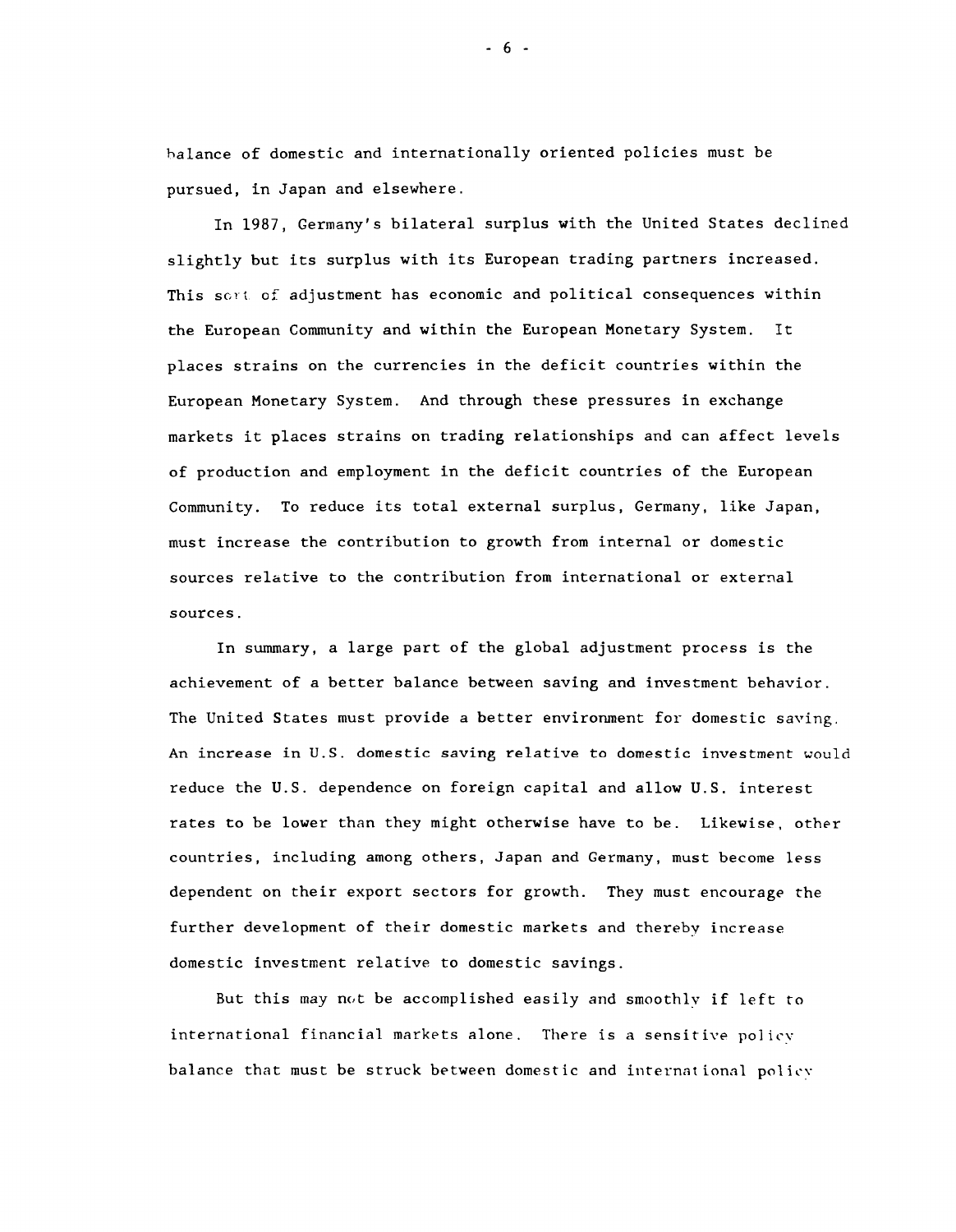balance of domestic and internationally oriented policies must be pursued, in Japan and elsewhere.

In 1987, Germany's bilateral surplus with the United States declined slightly but its surplus with its European trading partners increased. This sort of adjustment has economic and political consequences within the European Community and within the European Monetary System. It places strains on the currencies in the deficit countries within the European Monetary System. And through these pressures in exchange markets it places strains on trading relationships and can affect levels of production and employment in the deficit countries of the European Community. To reduce its total external surplus, Germany, like Japan, must increase the contribution to growth from internal or domestic sources relative to the contribution from international or external sources.

In summary, a large part of the global adjustment process is the achievement of a better balance between saving and investment behavior. The United States must provide a better environment for domestic saving. An increase in U.S. domestic saving relative to domestic investment would reduce the U.S. dependence on foreign capital and allow U.S. interest rates to be lower than they might otherwise have to be. Likewise, other countries, including among others, Japan and Germany, must become less dependent on their export sectors for growth. They must encourage the further development of their domestic markets and thereby increase domestic investment relative to domestic savings.

But this may not be accomplished easily and smoothly if left to international financial markets alone. There is a sensitive policy balance that must be struck between domestic and international policy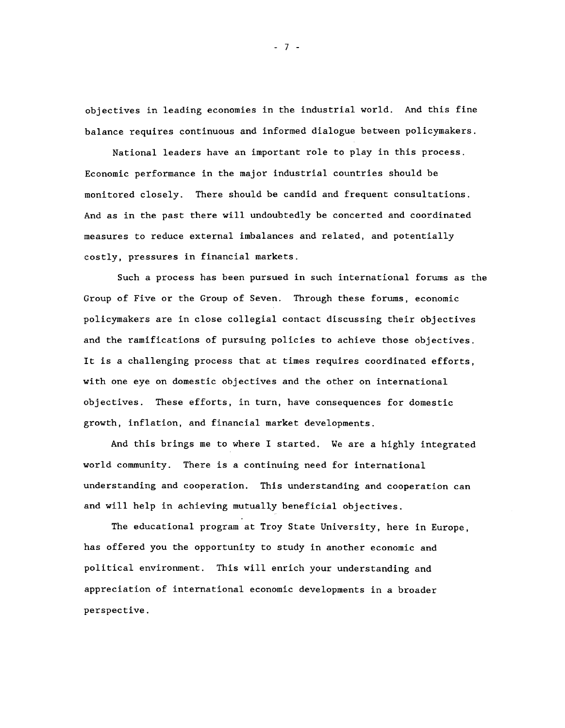objectives in leading economies in the industrial world. And this fine balance requires continuous and informed dialogue between policymakers.

National leaders have an important role to play in this process. Economic performance in the major industrial countries should be monitored closely. There should be candid and frequent consultations. And as in the past there will undoubtedly be concerted and coordinated measures to reduce external imbalances and related, and potentially costly, pressures in financial markets.

Such a process has been pursued in such international forums as the Group of Five or the Group of Seven. Through these forums, economic policymakers are in close collegial contact discussing their objectives and the ramifications of pursuing policies to achieve those objectives. It is a challenging process that at times requires coordinated efforts, with one eye on domestic objectives and the other on international objectives. These efforts, in turn, have consequences for domestic growth, inflation, and financial market developments.

And this brings me to where I started. We are a highly integrated world community. There is a continuing need for international understanding and cooperation. This understanding and cooperation can and will help in achieving mutually beneficial objectives.

The educational program at Troy State University, here in Europe, has offered you the opportunity to study in another economic and political environment. This will enrich your understanding and appreciation of international economic developments in a broader perspective.